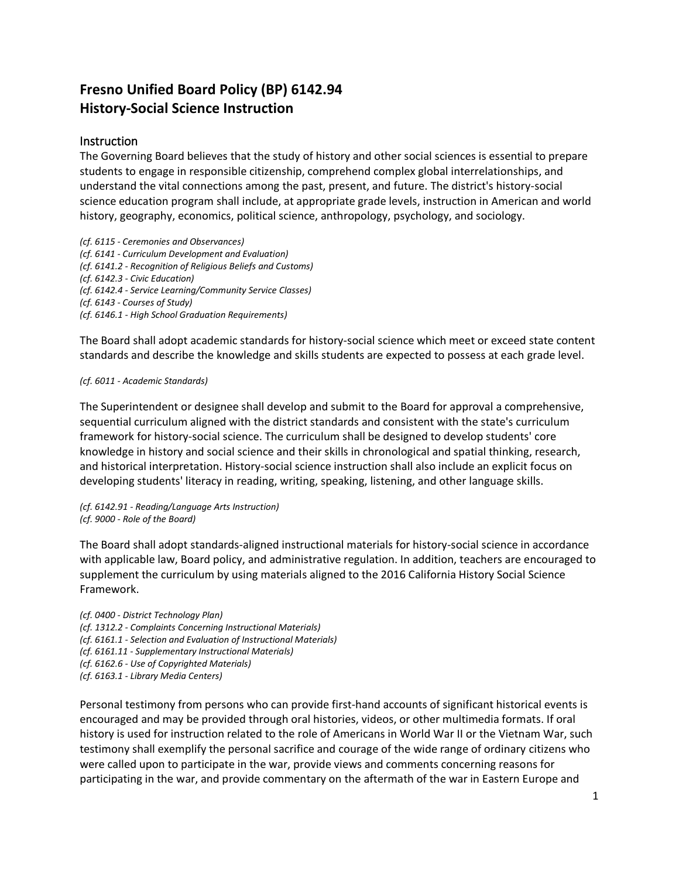# Fresno Unified Board Policy (BP) 6142.94
# History-Social Science Instruction

## Instruction

The Governing Board believes that the study of history and other social sciences is essential to prepare students to engage in responsible citizenship, comprehend complex global interrelationships, and understand the vital connections among the past, present, and future. The district's history-social science education program shall include, at appropriate grade levels, instruction in American and world history, geography, economics, political science, anthropology, psychology, and sociology.

*(cf. 6115 - Ceremonies and Observances)*
*(cf. 6141 - Curriculum Development and Evaluation)*
*(cf. 6141.2 - Recognition of Religious Beliefs and Customs)*
*(cf. 6142.3 - Civic Education)*
*(cf. 6142.4 - Service Learning/Community Service Classes)*
*(cf. 6143 - Courses of Study)*
*(cf. 6146.1 - High School Graduation Requirements)*

The Board shall adopt academic standards for history-social science which meet or exceed state content standards and describe the knowledge and skills students are expected to possess at each grade level.

*(cf. 6011 - Academic Standards)*

The Superintendent or designee shall develop and submit to the Board for approval a comprehensive, sequential curriculum aligned with the district standards and consistent with the state's curriculum framework for history-social science. The curriculum shall be designed to develop students' core knowledge in history and social science and their skills in chronological and spatial thinking, research, and historical interpretation. History-social science instruction shall also include an explicit focus on developing students' literacy in reading, writing, speaking, listening, and other language skills.

*(cf. 6142.91 - Reading/Language Arts Instruction)*
*(cf. 9000 - Role of the Board)*

The Board shall adopt standards-aligned instructional materials for history-social science in accordance with applicable law, Board policy, and administrative regulation. In addition, teachers are encouraged to supplement the curriculum by using materials aligned to the 2016 California History Social Science Framework.

*(cf. 0400 - District Technology Plan)*
*(cf. 1312.2 - Complaints Concerning Instructional Materials)*
*(cf. 6161.1 - Selection and Evaluation of Instructional Materials)*
*(cf. 6161.11 - Supplementary Instructional Materials)*
*(cf. 6162.6 - Use of Copyrighted Materials)*
*(cf. 6163.1 - Library Media Centers)*

Personal testimony from persons who can provide first-hand accounts of significant historical events is encouraged and may be provided through oral histories, videos, or other multimedia formats. If oral history is used for instruction related to the role of Americans in World War II or the Vietnam War, such testimony shall exemplify the personal sacrifice and courage of the wide range of ordinary citizens who were called upon to participate in the war, provide views and comments concerning reasons for participating in the war, and provide commentary on the aftermath of the war in Eastern Europe and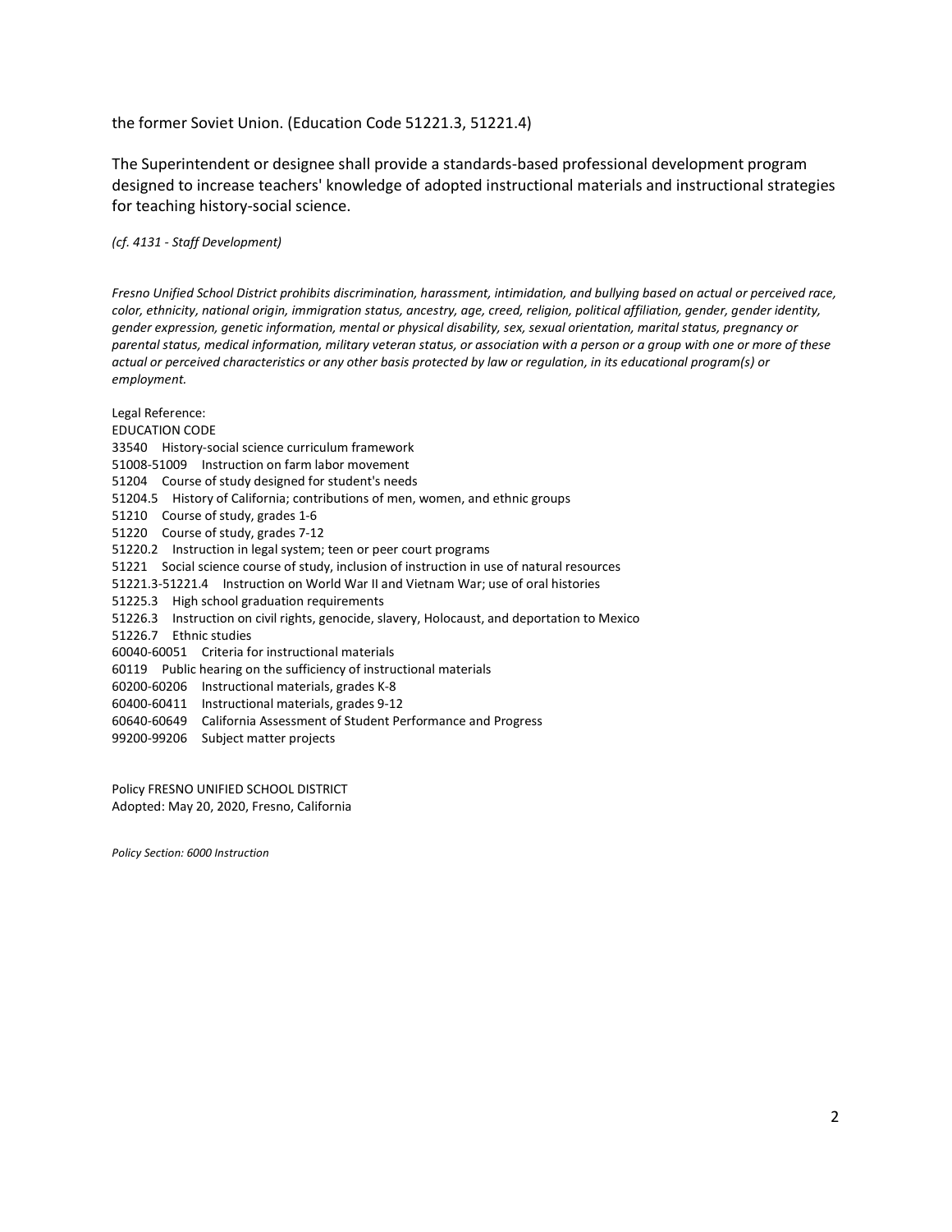the former Soviet Union. (Education Code 51221.3, 51221.4)

The Superintendent or designee shall provide a standards-based professional development program designed to increase teachers' knowledge of adopted instructional materials and instructional strategies for teaching history-social science.

*(cf. 4131 - Staff Development)*

*Fresno Unified School District prohibits discrimination, harassment, intimidation, and bullying based on actual or perceived race, color, ethnicity, national origin, immigration status, ancestry, age, creed, religion, political affiliation, gender, gender identity, gender expression, genetic information, mental or physical disability, sex, sexual orientation, marital status, pregnancy or parental status, medical information, military veteran status, or association with a person or a group with one or more of these actual or perceived characteristics or any other basis protected by law or regulation, in its educational program(s) or employment.*

Legal Reference:
EDUCATION CODE
33540 History-social science curriculum framework
51008-51009 Instruction on farm labor movement
51204 Course of study designed for student's needs
51204.5 History of California; contributions of men, women, and ethnic groups
51210 Course of study, grades 1-6
51220 Course of study, grades 7-12
51220.2 Instruction in legal system; teen or peer court programs
51221 Social science course of study, inclusion of instruction in use of natural resources
51221.3-51221.4 Instruction on World War II and Vietnam War; use of oral histories
51225.3 High school graduation requirements
51226.3 Instruction on civil rights, genocide, slavery, Holocaust, and deportation to Mexico
51226.7 Ethnic studies
60040-60051 Criteria for instructional materials
60119 Public hearing on the sufficiency of instructional materials
60200-60206 Instructional materials, grades K-8
60400-60411 Instructional materials, grades 9-12
60640-60649 California Assessment of Student Performance and Progress
99200-99206 Subject matter projects

Policy FRESNO UNIFIED SCHOOL DISTRICT
Adopted: May 20, 2020, Fresno, California

*Policy Section: 6000 Instruction*